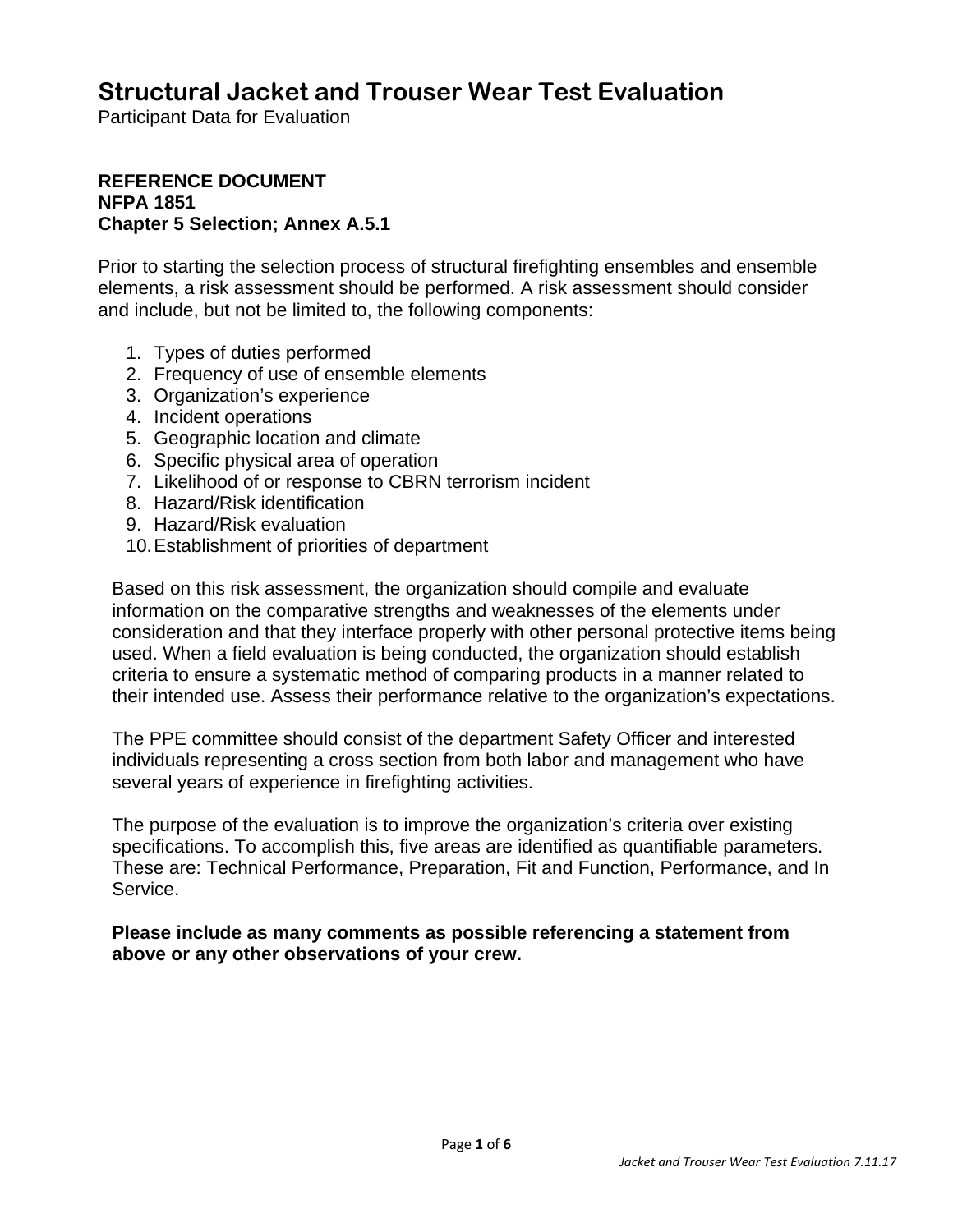# Structural Jacket and Trouser Wear Test Evaluation

Participant Data for Evaluation

**REFERENCE DOCUMENT**
**NFPA 1851**
**Chapter 5 Selection; Annex A.5.1**

Prior to starting the selection process of structural firefighting ensembles and ensemble elements, a risk assessment should be performed. A risk assessment should consider and include, but not be limited to, the following components:

1. Types of duties performed
2. Frequency of use of ensemble elements
3. Organization's experience
4. Incident operations
5. Geographic location and climate
6. Specific physical area of operation
7. Likelihood of or response to CBRN terrorism incident
8. Hazard/Risk identification
9. Hazard/Risk evaluation
10. Establishment of priorities of department

Based on this risk assessment, the organization should compile and evaluate information on the comparative strengths and weaknesses of the elements under consideration and that they interface properly with other personal protective items being used. When a field evaluation is being conducted, the organization should establish criteria to ensure a systematic method of comparing products in a manner related to their intended use. Assess their performance relative to the organization's expectations.

The PPE committee should consist of the department Safety Officer and interested individuals representing a cross section from both labor and management who have several years of experience in firefighting activities.

The purpose of the evaluation is to improve the organization's criteria over existing specifications. To accomplish this, five areas are identified as quantifiable parameters. These are: Technical Performance, Preparation, Fit and Function, Performance, and In Service.

**Please include as many comments as possible referencing a statement from above or any other observations of your crew.**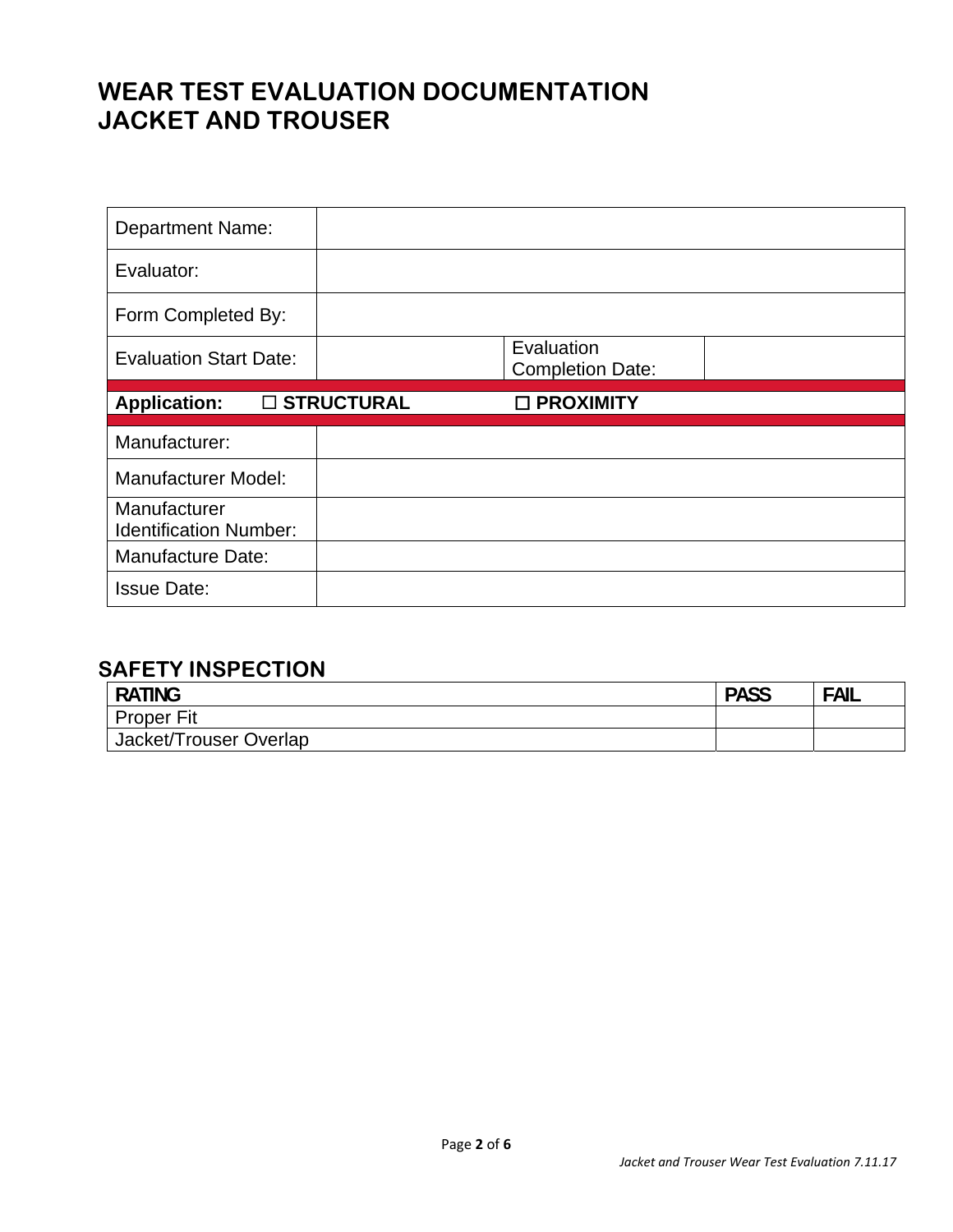# WEAR TEST EVALUATION DOCUMENTATION
# JACKET AND TROUSER

| | | | |
|---|---|---|---|
| Department Name: | | | |
| Evaluator: | | | |
| Form Completed By: | | | |
| Evaluation Start Date: | | Evaluation Completion Date: | |
| **Application:** | ☐ **STRUCTURAL** | ☐ **PROXIMITY** | |
| Manufacturer: | | | |
| Manufacturer Model: | | | |
| Manufacturer Identification Number: | | | |
| Manufacture Date: | | | |
| Issue Date: | | | |

## SAFETY INSPECTION

| RATING | PASS | FAIL |
|---|---|---|
| Proper Fit | | |
| Jacket/Trouser Overlap | | |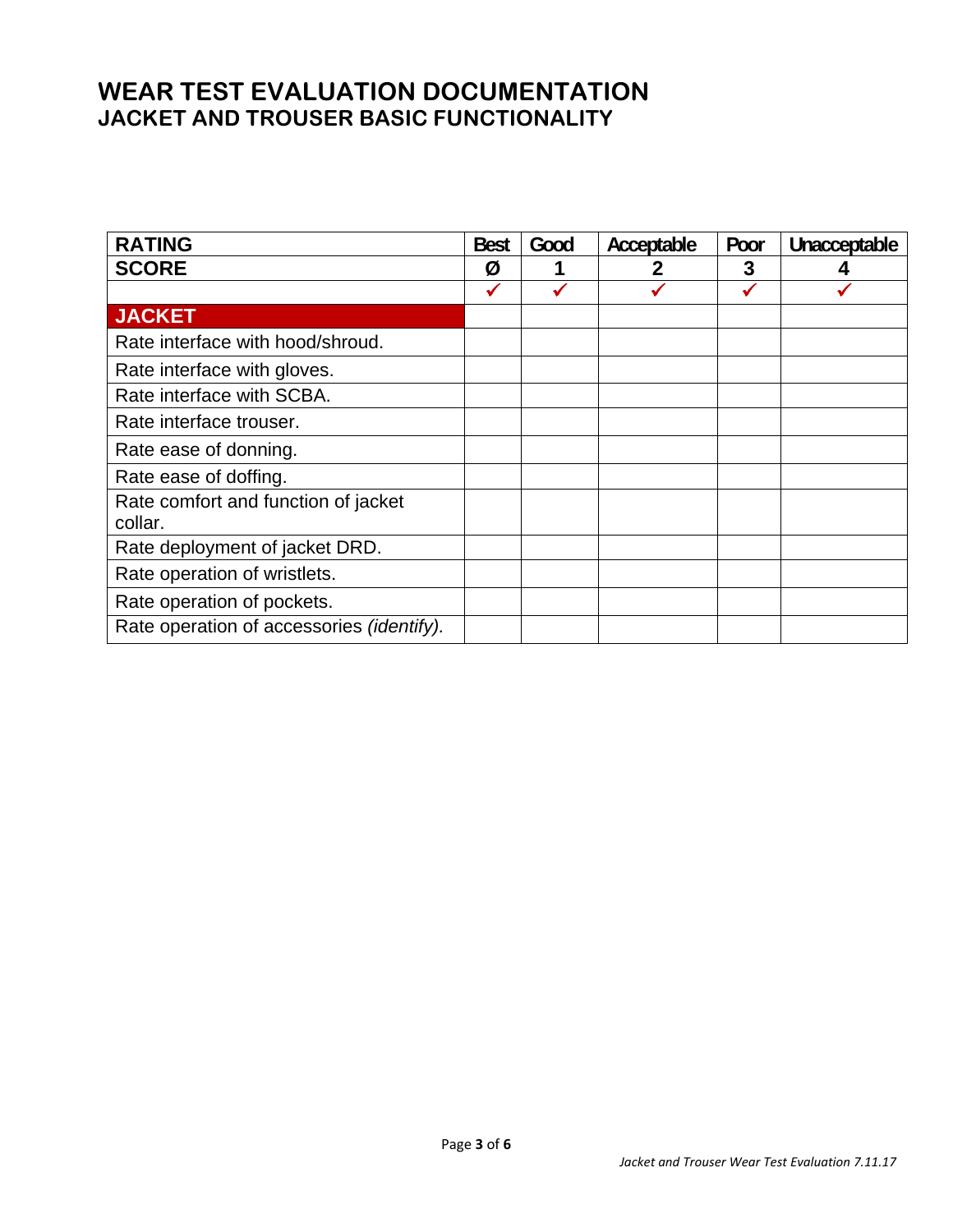# WEAR TEST EVALUATION DOCUMENTATION
## JACKET AND TROUSER BASIC FUNCTIONALITY

| RATING | Best | Good | Acceptable | Poor | Unacceptable |
|---|---|---|---|---|---|
| **SCORE** | **Ø** | **1** | **2** | **3** | **4** |
| | ✓ | ✓ | ✓ | ✓ | ✓ |
| **JACKET** | | | | | |
| Rate interface with hood/shroud. | | | | | |
| Rate interface with gloves. | | | | | |
| Rate interface with SCBA. | | | | | |
| Rate interface trouser. | | | | | |
| Rate ease of donning. | | | | | |
| Rate ease of doffing. | | | | | |
| Rate comfort and function of jacket collar. | | | | | |
| Rate deployment of jacket DRD. | | | | | |
| Rate operation of wristlets. | | | | | |
| Rate operation of pockets. | | | | | |
| Rate operation of accessories *(identify).* | | | | | |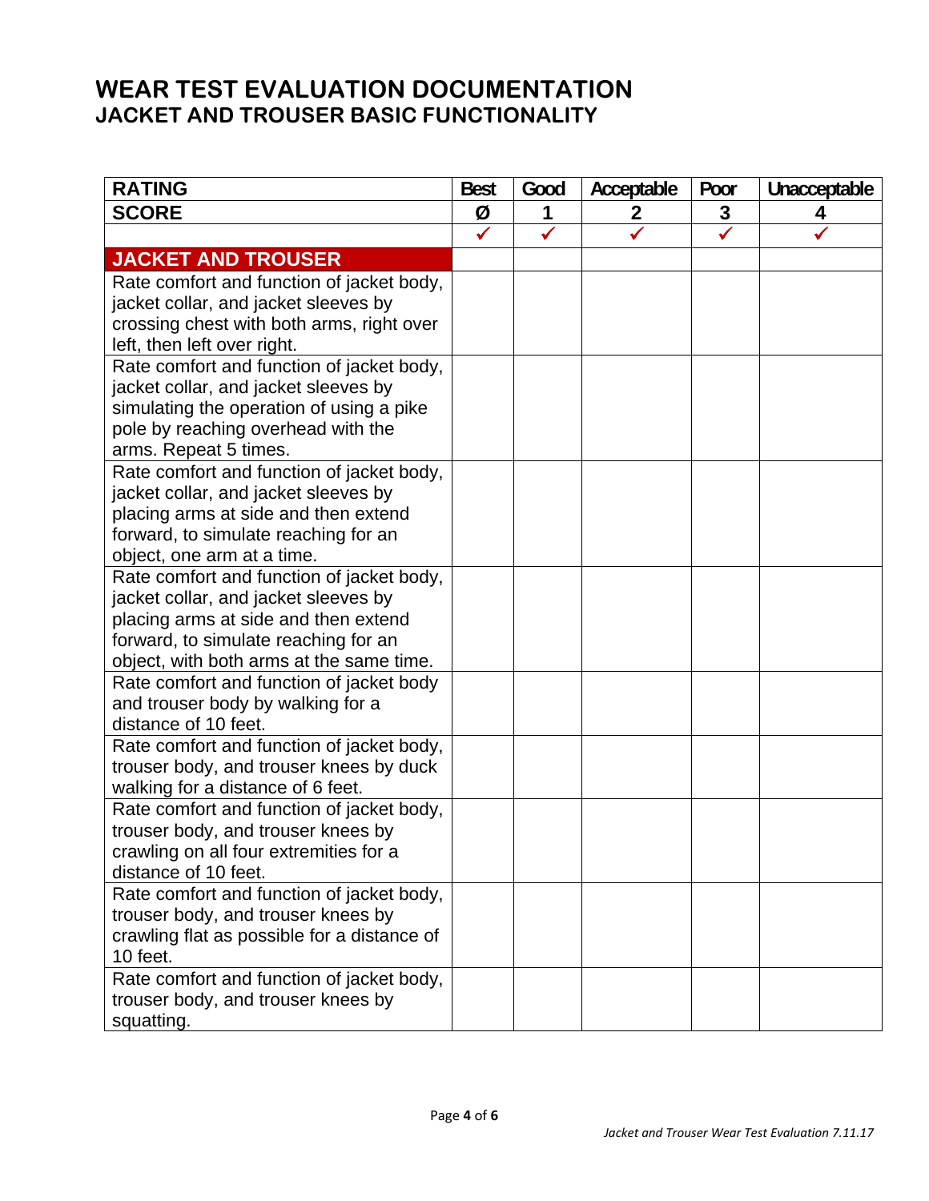# WEAR TEST EVALUATION DOCUMENTATION
## JACKET AND TROUSER BASIC FUNCTIONALITY

| RATING | Best | Good | Acceptable | Poor | Unacceptable |
|---|---|---|---|---|---|
| **SCORE** | **Ø** | **1** | **2** | **3** | **4** |
| | ✓ | ✓ | ✓ | ✓ | ✓ |
| **JACKET AND TROUSER** | | | | | |
| Rate comfort and function of jacket body, jacket collar, and jacket sleeves by crossing chest with both arms, right over left, then left over right. | | | | | |
| Rate comfort and function of jacket body, jacket collar, and jacket sleeves by simulating the operation of using a pike pole by reaching overhead with the arms. Repeat 5 times. | | | | | |
| Rate comfort and function of jacket body, jacket collar, and jacket sleeves by placing arms at side and then extend forward, to simulate reaching for an object, one arm at a time. | | | | | |
| Rate comfort and function of jacket body, jacket collar, and jacket sleeves by placing arms at side and then extend forward, to simulate reaching for an object, with both arms at the same time. | | | | | |
| Rate comfort and function of jacket body and trouser body by walking for a distance of 10 feet. | | | | | |
| Rate comfort and function of jacket body, trouser body, and trouser knees by duck walking for a distance of 6 feet. | | | | | |
| Rate comfort and function of jacket body, trouser body, and trouser knees by crawling on all four extremities for a distance of 10 feet. | | | | | |
| Rate comfort and function of jacket body, trouser body, and trouser knees by crawling flat as possible for a distance of 10 feet. | | | | | |
| Rate comfort and function of jacket body, trouser body, and trouser knees by squatting. | | | | | |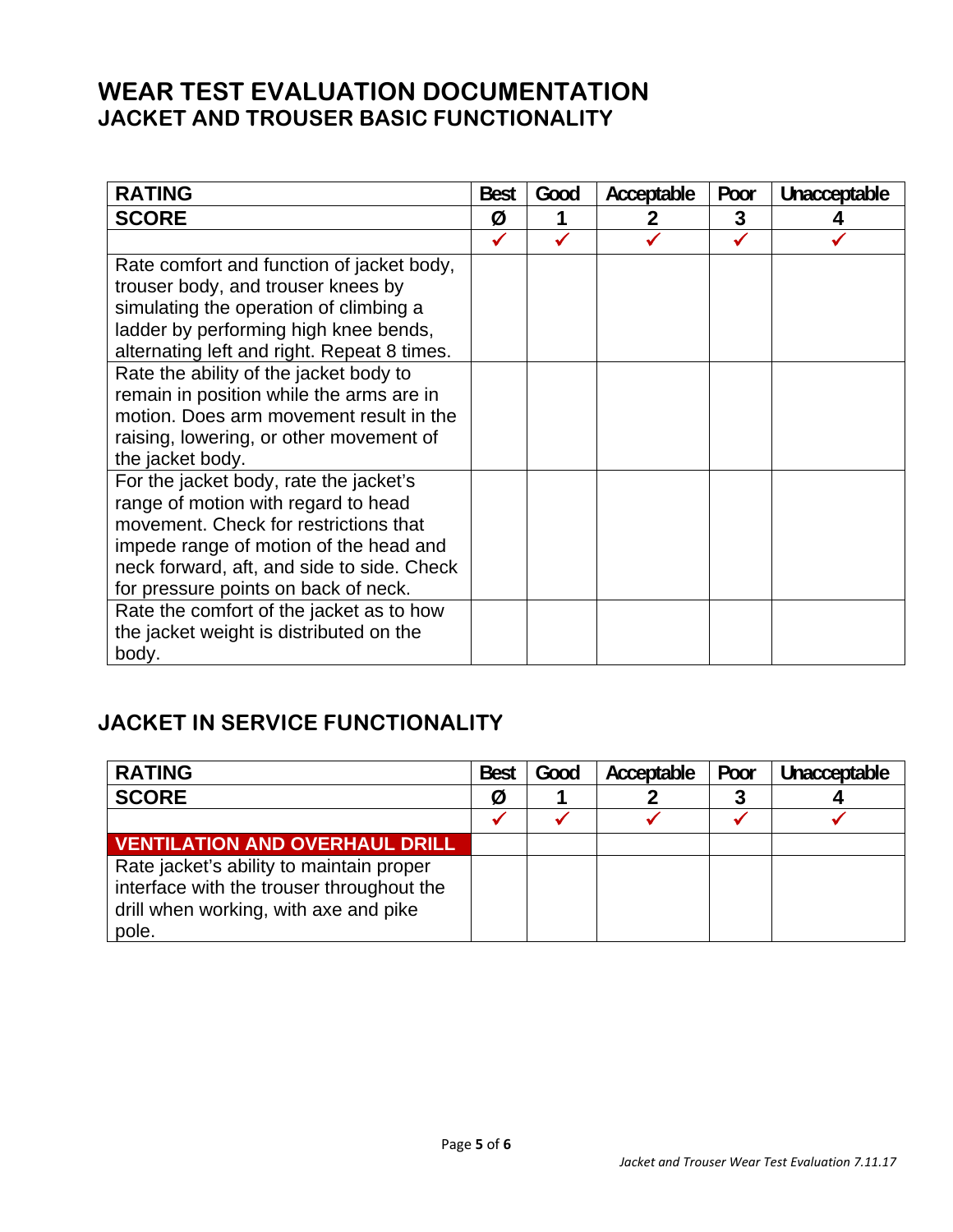# WEAR TEST EVALUATION DOCUMENTATION

## JACKET AND TROUSER BASIC FUNCTIONALITY

| RATING | Best | Good | Acceptable | Poor | Unacceptable |
|---|---|---|---|---|---|
| **SCORE** | **Ø** | **1** | **2** | **3** | **4** |
| | ✓ | ✓ | ✓ | ✓ | ✓ |
| Rate comfort and function of jacket body, trouser body, and trouser knees by simulating the operation of climbing a ladder by performing high knee bends, alternating left and right. Repeat 8 times. | | | | | |
| Rate the ability of the jacket body to remain in position while the arms are in motion. Does arm movement result in the raising, lowering, or other movement of the jacket body. | | | | | |
| For the jacket body, rate the jacket's range of motion with regard to head movement. Check for restrictions that impede range of motion of the head and neck forward, aft, and side to side. Check for pressure points on back of neck. | | | | | |
| Rate the comfort of the jacket as to how the jacket weight is distributed on the body. | | | | | |

## JACKET IN SERVICE FUNCTIONALITY

| RATING | Best | Good | Acceptable | Poor | Unacceptable |
|---|---|---|---|---|---|
| **SCORE** | **Ø** | **1** | **2** | **3** | **4** |
| | ✓ | ✓ | ✓ | ✓ | ✓ |
| **VENTILATION AND OVERHAUL DRILL** | | | | | |
| Rate jacket's ability to maintain proper interface with the trouser throughout the drill when working, with axe and pike pole. | | | | | |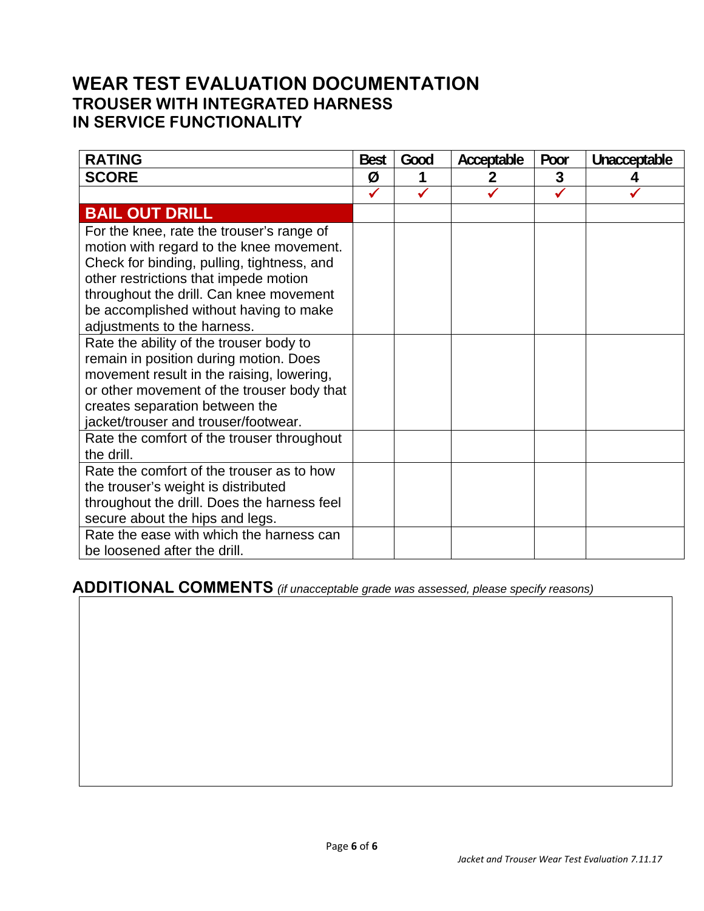# WEAR TEST EVALUATION DOCUMENTATION
## TROUSER WITH INTEGRATED HARNESS
## IN SERVICE FUNCTIONALITY

| RATING | Best | Good | Acceptable | Poor | Unacceptable |
|---|---|---|---|---|---|
| SCORE | Ø | 1 | 2 | 3 | 4 |
| | ✓ | ✓ | ✓ | ✓ | ✓ |
| **BAIL OUT DRILL** | | | | | |
| For the knee, rate the trouser's range of motion with regard to the knee movement. Check for binding, pulling, tightness, and other restrictions that impede motion throughout the drill. Can knee movement be accomplished without having to make adjustments to the harness. | | | | | |
| Rate the ability of the trouser body to remain in position during motion. Does movement result in the raising, lowering, or other movement of the trouser body that creates separation between the jacket/trouser and trouser/footwear. | | | | | |
| Rate the comfort of the trouser throughout the drill. | | | | | |
| Rate the comfort of the trouser as to how the trouser's weight is distributed throughout the drill. Does the harness feel secure about the hips and legs. | | | | | |
| Rate the ease with which the harness can be loosened after the drill. | | | | | |

## ADDITIONAL COMMENTS *(if unacceptable grade was assessed, please specify reasons)*